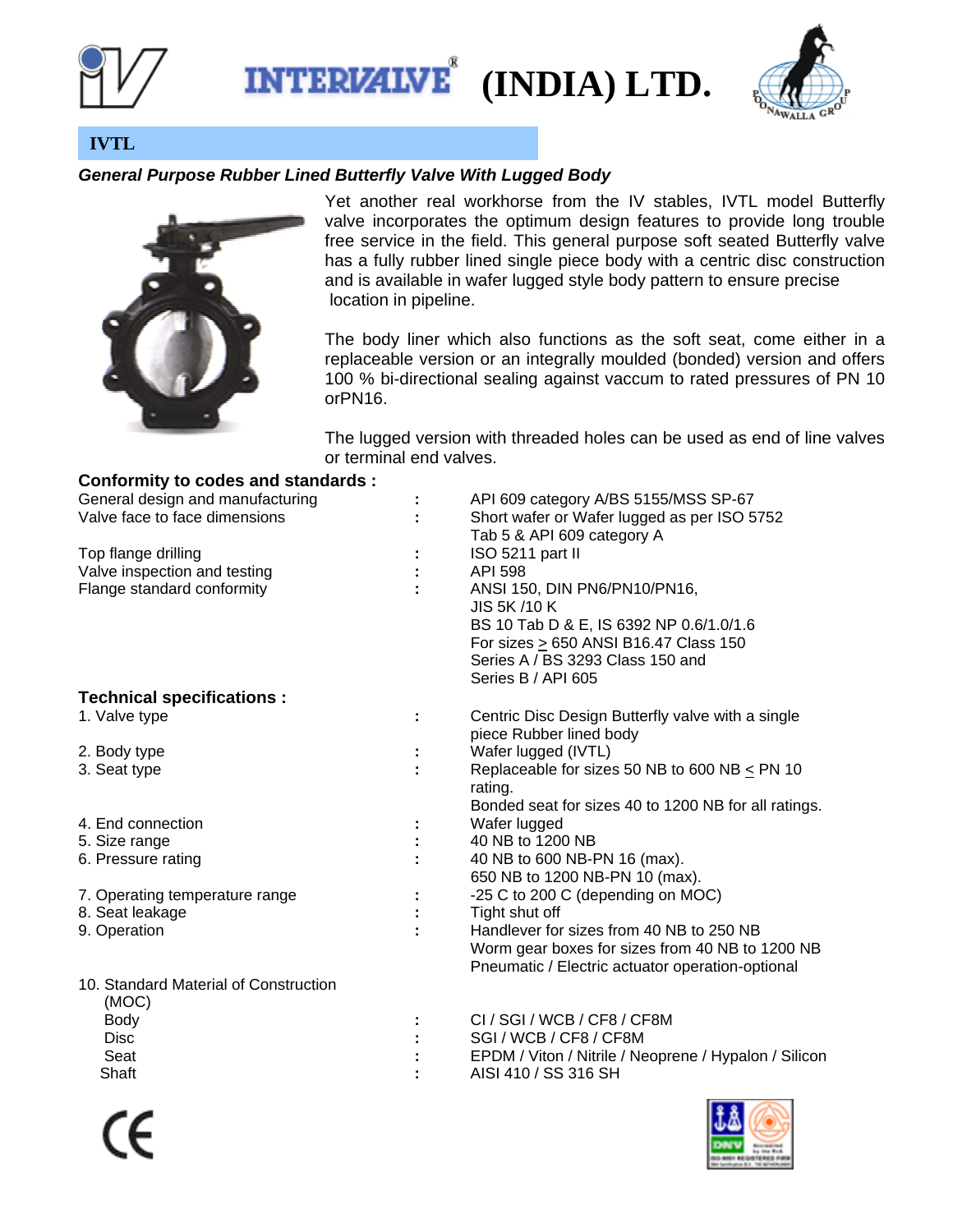# INTERVALVE® (INDIA) LTD.

## IVTL

### *General Purpose Rubber Lined Butterfly Valve With Lugged Body*

Yet another real workhorse from the IV stables, IVTL model Butterfly valve incorporates the optimum design features to provide long trouble free service in the field. This general purpose soft seated Butterfly valve has a fully rubber lined single piece body with a centric disc construction and is available in wafer lugged style body pattern to ensure precise location in pipeline.

The body liner which also functions as the soft seat, come either in a replaceable version or an integrally moulded (bonded) version and offers 100 % bi-directional sealing against vaccum to rated pressures of PN 10 orPN16.

The lugged version with threaded holes can be used as end of line valves or terminal end valves.

**Conformity to codes and standards :**

| | | |
|---|---|---|
| General design and manufacturing | : | API 609 category A/BS 5155/MSS SP-67 |
| Valve face to face dimensions | : | Short wafer or Wafer lugged as per ISO 5752 Tab 5 & API 609 category A |
| Top flange drilling | : | ISO 5211 part II |
| Valve inspection and testing | : | API 598 |
| Flange standard conformity | : | ANSI 150, DIN PN6/PN10/PN16, JIS 5K /10 K, BS 10 Tab D & E, IS 6392 NP 0.6/1.0/1.6, For sizes ≥ 650 ANSI B16.47 Class 150 Series A / BS 3293 Class 150 and Series B / API 605 |

**Technical specifications :**

| | | |
|---|---|---|
| 1. Valve type | : | Centric Disc Design Butterfly valve with a single piece Rubber lined body |
| 2. Body type | : | Wafer lugged (IVTL) |
| 3. Seat type | : | Replaceable for sizes 50 NB to 600 NB ≤ PN 10 rating. Bonded seat for sizes 40 to 1200 NB for all ratings. |
| 4. End connection | : | Wafer lugged |
| 5. Size range | : | 40 NB to 1200 NB |
| 6. Pressure rating | : | 40 NB to 600 NB-PN 16 (max). 650 NB to 1200 NB-PN 10 (max). |
| 7. Operating temperature range | : | -25 C to 200 C (depending on MOC) |
| 8. Seat leakage | : | Tight shut off |
| 9. Operation | : | Handlever for sizes from 40 NB to 250 NB; Worm gear boxes for sizes from 40 NB to 1200 NB; Pneumatic / Electric actuator operation-optional |
| 10. Standard Material of Construction (MOC) | | |
| Body | : | CI / SGI / WCB / CF8 / CF8M |
| Disc | : | SGI / WCB / CF8 / CF8M |
| Seat | : | EPDM / Viton / Nitrile / Neoprene / Hypalon / Silicon |
| Shaft | : | AISI 410 / SS 316 SH |

CE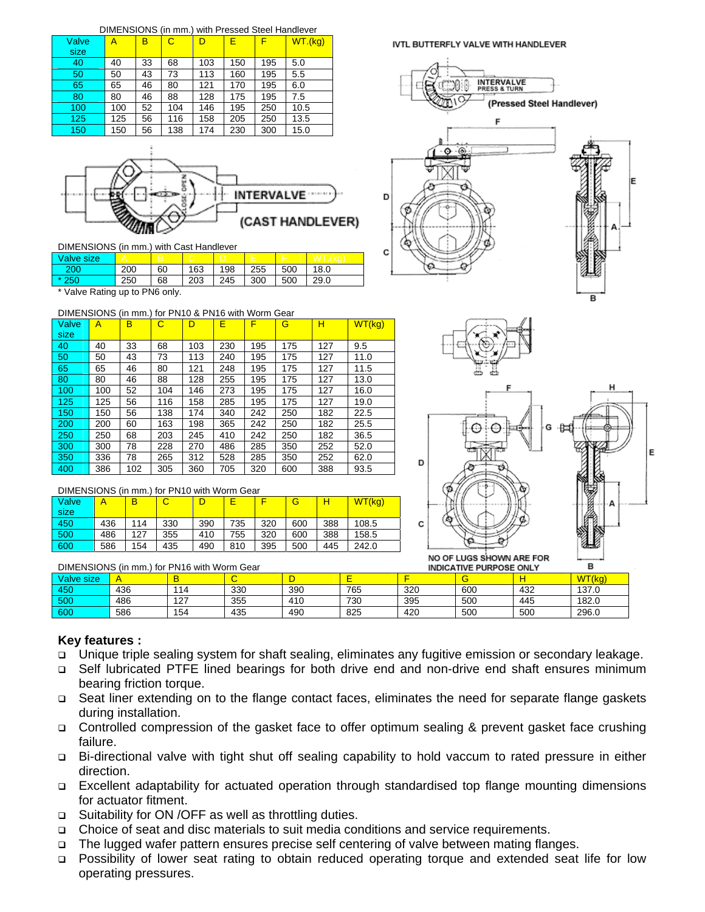DIMENSIONS (in mm.) with Pressed Steel Handlever

| Valve size | A | B | C | D | E | F | WT.(kg) |
|---|---|---|---|---|---|---|---|
| 40 | 40 | 33 | 68 | 103 | 150 | 195 | 5.0 |
| 50 | 50 | 43 | 73 | 113 | 160 | 195 | 5.5 |
| 65 | 65 | 46 | 80 | 121 | 170 | 195 | 6.0 |
| 80 | 80 | 46 | 88 | 128 | 175 | 195 | 7.5 |
| 100 | 100 | 52 | 104 | 146 | 195 | 250 | 10.5 |
| 125 | 125 | 56 | 116 | 158 | 205 | 250 | 13.5 |
| 150 | 150 | 56 | 138 | 174 | 230 | 300 | 15.0 |

IVTL BUTTERFLY VALVE WITH HANDLEVER

INTERVALVE PRESS & TURN

(Pressed Steel Handlever)

INTERVALVE

(CAST HANDLEVER)

DIMENSIONS (in mm.) with Cast Handlever

| Valve size | A | B | C | D | E | F | WT.(kg) |
|---|---|---|---|---|---|---|---|
| 200 | 200 | 60 | 163 | 198 | 255 | 500 | 18.0 |
| * 250 | 250 | 68 | 203 | 245 | 300 | 500 | 29.0 |

* Valve Rating up to PN6 only.

DIMENSIONS (in mm.) for PN10 & PN16 with Worm Gear

| Valve size | A | B | C | D | E | F | G | H | WT(kg) |
|---|---|---|---|---|---|---|---|---|---|
| 40 | 40 | 33 | 68 | 103 | 230 | 195 | 175 | 127 | 9.5 |
| 50 | 50 | 43 | 73 | 113 | 240 | 195 | 175 | 127 | 11.0 |
| 65 | 65 | 46 | 80 | 121 | 248 | 195 | 175 | 127 | 11.5 |
| 80 | 80 | 46 | 88 | 128 | 255 | 195 | 175 | 127 | 13.0 |
| 100 | 100 | 52 | 104 | 146 | 273 | 195 | 175 | 127 | 16.0 |
| 125 | 125 | 56 | 116 | 158 | 285 | 195 | 175 | 127 | 19.0 |
| 150 | 150 | 56 | 138 | 174 | 340 | 242 | 250 | 182 | 22.5 |
| 200 | 200 | 60 | 163 | 198 | 365 | 242 | 250 | 182 | 25.5 |
| 250 | 250 | 68 | 203 | 245 | 410 | 242 | 250 | 182 | 36.5 |
| 300 | 300 | 78 | 228 | 270 | 486 | 285 | 350 | 252 | 52.0 |
| 350 | 336 | 78 | 265 | 312 | 528 | 285 | 350 | 252 | 62.0 |
| 400 | 386 | 102 | 305 | 360 | 705 | 320 | 600 | 388 | 93.5 |

DIMENSIONS (in mm.) for PN10 with Worm Gear

| Valve size | A | B | C | D | E | F | G | H | WT(kg) |
|---|---|---|---|---|---|---|---|---|---|
| 450 | 436 | 114 | 330 | 390 | 735 | 320 | 600 | 388 | 108.5 |
| 500 | 486 | 127 | 355 | 410 | 755 | 320 | 600 | 388 | 158.5 |
| 600 | 586 | 154 | 435 | 490 | 810 | 395 | 500 | 445 | 242.0 |

NO OF LUGS SHOWN ARE FOR INDICATIVE PURPOSE ONLY

DIMENSIONS (in mm.) for PN16 with Worm Gear

| Valve size | A | B | C | D | E | F | G | H | WT(kg) |
|---|---|---|---|---|---|---|---|---|---|
| 450 | 436 | 114 | 330 | 390 | 765 | 320 | 600 | 432 | 137.0 |
| 500 | 486 | 127 | 355 | 410 | 730 | 395 | 500 | 445 | 182.0 |
| 600 | 586 | 154 | 435 | 490 | 825 | 420 | 500 | 500 | 296.0 |

**Key features :**

- Unique triple sealing system for shaft sealing, eliminates any fugitive emission or secondary leakage.
- Self lubricated PTFE lined bearings for both drive end and non-drive end shaft ensures minimum bearing friction torque.
- Seat liner extending on to the flange contact faces, eliminates the need for separate flange gaskets during installation.
- Controlled compression of the gasket face to offer optimum sealing & prevent gasket face crushing failure.
- Bi-directional valve with tight shut off sealing capability to hold vaccum to rated pressure in either direction.
- Excellent adaptability for actuated operation through standardised top flange mounting dimensions for actuator fitment.
- Suitability for ON /OFF as well as throttling duties.
- Choice of seat and disc materials to suit media conditions and service requirements.
- The lugged wafer pattern ensures precise self centering of valve between mating flanges.
- Possibility of lower seat rating to obtain reduced operating torque and extended seat life for low operating pressures.